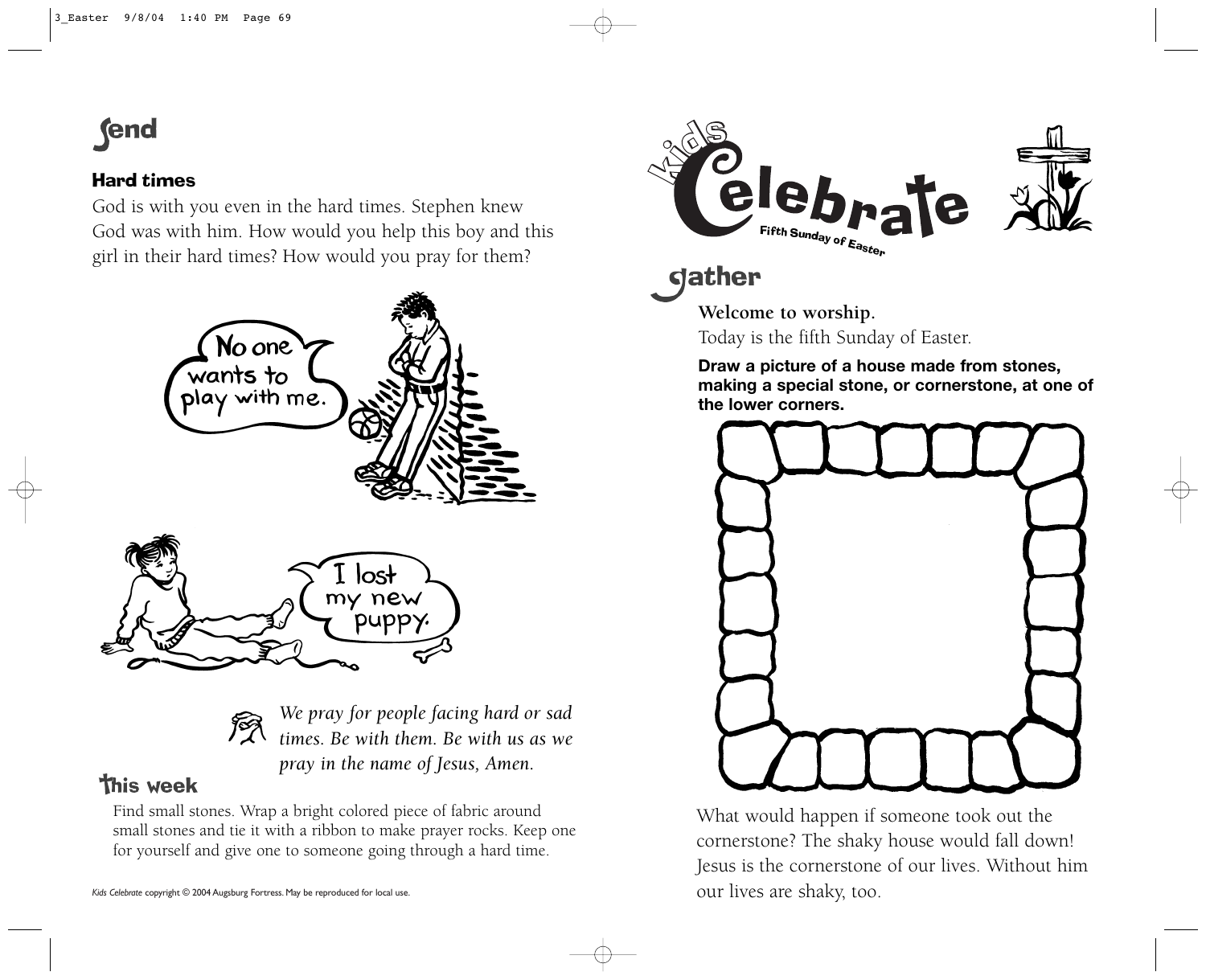## Send

### Hard times

God is with you even in the hard times. Stephen knew God was with him. How would you help this boy and this girl in their hard times? How would you pray for them?

No one wants to play with me.

I lost my new puppy.

*We pray for people facing hard or sad times. Be with them. Be with us as we pray in the name of Jesus, Amen.*

### This week

Find small stones. Wrap a bright colored piece of fabric around small stones and tie it with a ribbon to make prayer rocks. Keep one for yourself and give one to someone going through a hard time.

*Kids Celebrate* copyright © 2004 Augsburg Fortress. May be reproduced for local use.

# Kids Celebrate

Fifth Sunday of Easter

## Gather

**Welcome to worship.**

Today is the fifth Sunday of Easter.

**Draw a picture of a house made from stones, making a special stone, or cornerstone, at one of the lower corners.**

What would happen if someone took out the cornerstone? The shaky house would fall down! Jesus is the cornerstone of our lives. Without him our lives are shaky, too.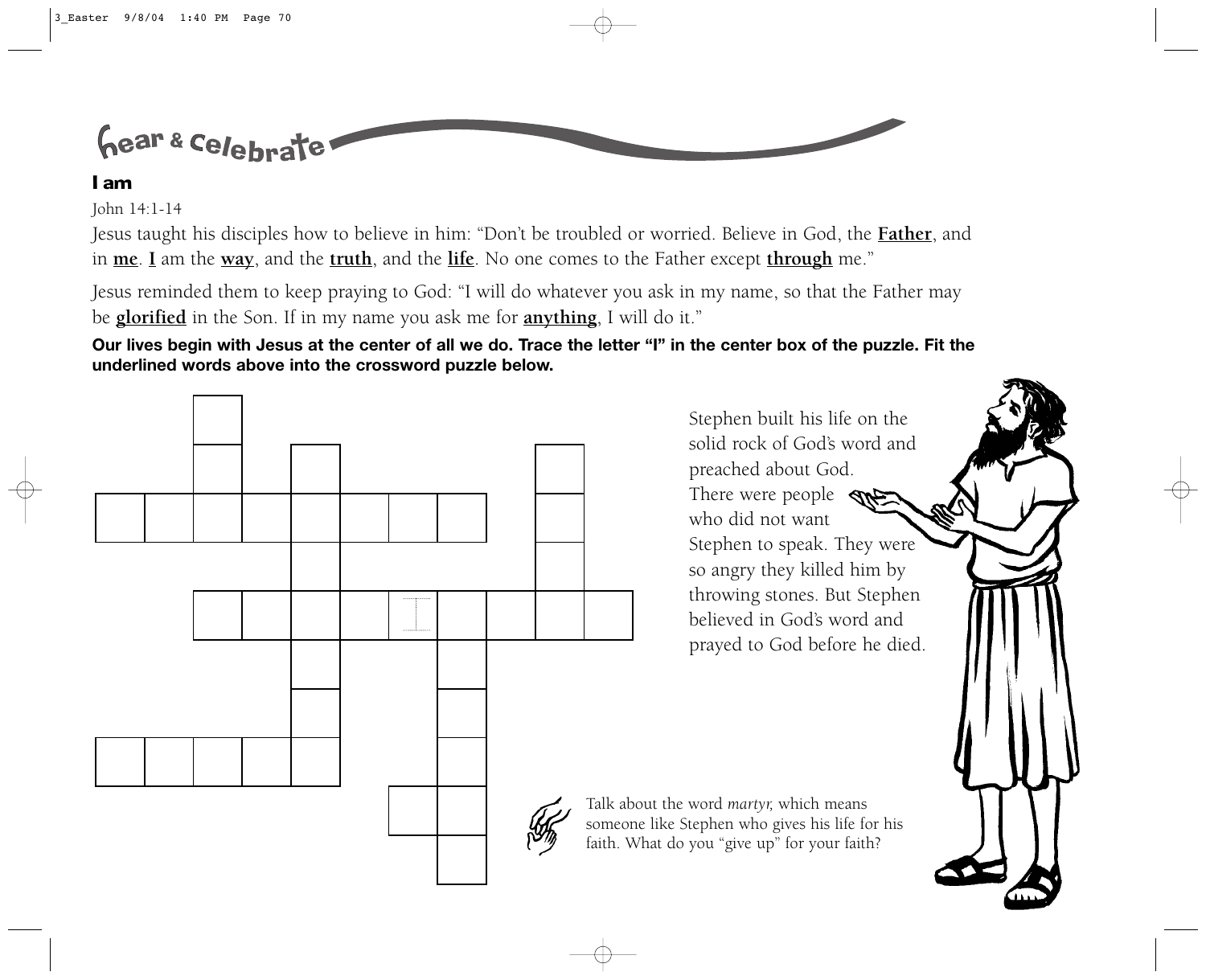# hear & celebrate

## I am

John 14:1-14

Jesus taught his disciples how to believe in him: "Don't be troubled or worried. Believe in God, the **Father**, and in **me**. **I** am the **way**, and the **truth**, and the **life**. No one comes to the Father except **through** me."

Jesus reminded them to keep praying to God: "I will do whatever you ask in my name, so that the Father may be **glorified** in the Son. If in my name you ask me for **anything**, I will do it."

**Our lives begin with Jesus at the center of all we do. Trace the letter "I" in the center box of the puzzle. Fit the underlined words above into the crossword puzzle below.**

Stephen built his life on the solid rock of God's word and preached about God. There were people who did not want Stephen to speak. They were so angry they killed him by throwing stones. But Stephen believed in God's word and prayed to God before he died.

Talk about the word *martyr,* which means someone like Stephen who gives his life for his faith. What do you "give up" for your faith?